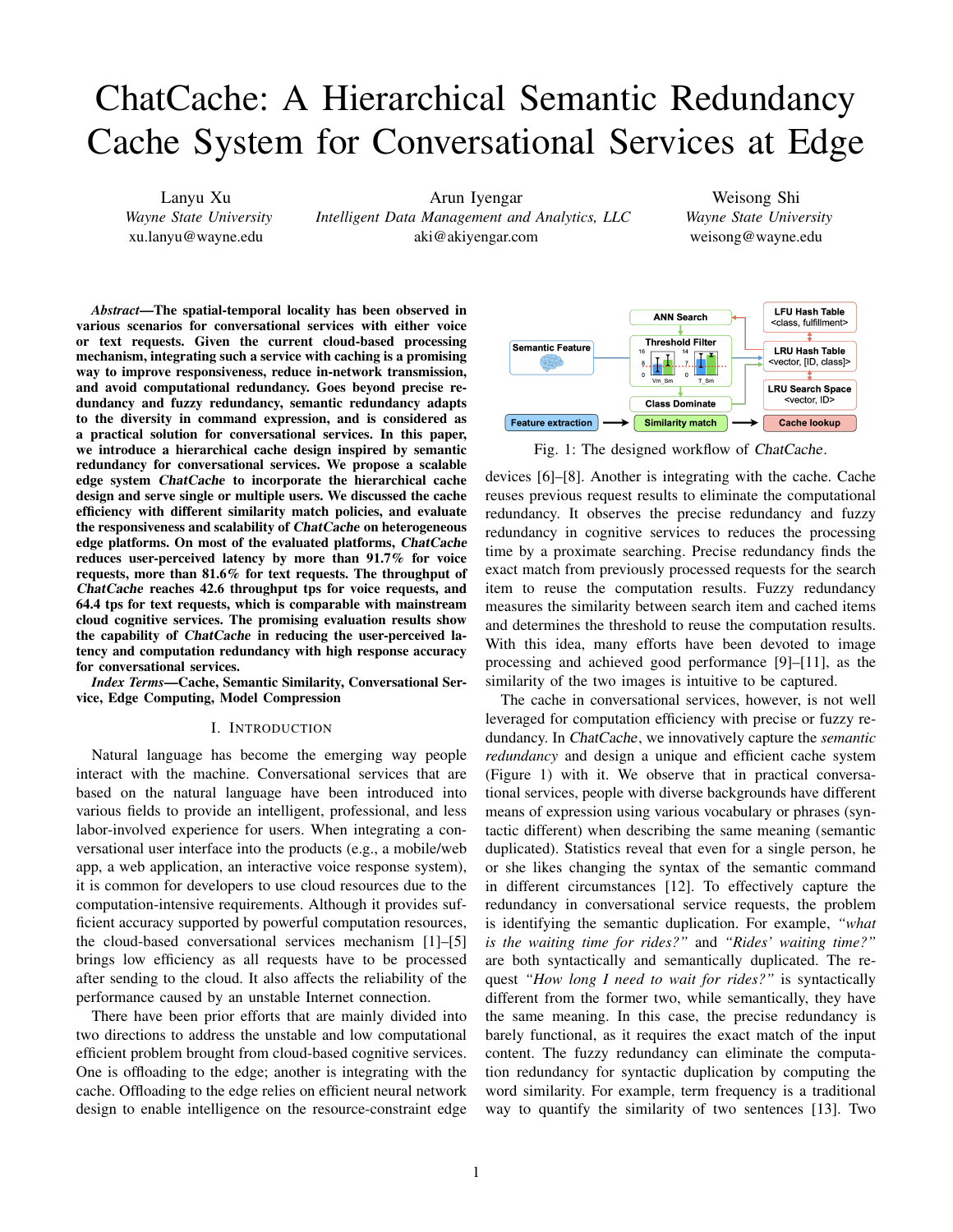# ChatCache: A Hierarchical Semantic Redundancy Cache System for Conversational Services at Edge

Lanyu Xu
*Wayne State University*
xu.lanyu@wayne.edu

Arun Iyengar
*Intelligent Data Management and Analytics, LLC*
aki@akiyengar.com

Weisong Shi
*Wayne State University*
weisong@wayne.edu

***Abstract*—The spatial-temporal locality has been observed in various scenarios for conversational services with either voice or text requests. Given the current cloud-based processing mechanism, integrating such a service with caching is a promising way to improve responsiveness, reduce in-network transmission, and avoid computational redundancy. Goes beyond precise redundancy and fuzzy redundancy, semantic redundancy adapts to the diversity in command expression, and is considered as a practical solution for conversational services. In this paper, we introduce a hierarchical cache design inspired by semantic redundancy for conversational services. We propose a scalable edge system *ChatCache* to incorporate the hierarchical cache design and serve single or multiple users. We discussed the cache efficiency with different similarity match policies, and evaluate the responsiveness and scalability of *ChatCache* on heterogeneous edge platforms. On most of the evaluated platforms, *ChatCache* reduces user-perceived latency by more than 91.7% for voice requests, more than 81.6% for text requests. The throughput of *ChatCache* reaches 42.6 throughput tps for voice requests, and 64.4 tps for text requests, which is comparable with mainstream cloud cognitive services. The promising evaluation results show the capability of *ChatCache* in reducing the user-perceived latency and computation redundancy with high response accuracy for conversational services.**

***Index Terms*—Cache, Semantic Similarity, Conversational Service, Edge Computing, Model Compression**

## I. Introduction

Natural language has become the emerging way people interact with the machine. Conversational services that are based on the natural language have been introduced into various fields to provide an intelligent, professional, and less labor-involved experience for users. When integrating a conversational user interface into the products (e.g., a mobile/web app, a web application, an interactive voice response system), it is common for developers to use cloud resources due to the computation-intensive requirements. Although it provides sufficient accuracy supported by powerful computation resources, the cloud-based conversational services mechanism [1]–[5] brings low efficiency as all requests have to be processed after sending to the cloud. It also affects the reliability of the performance caused by an unstable Internet connection.

There have been prior efforts that are mainly divided into two directions to address the unstable and low computational efficient problem brought from cloud-based cognitive services. One is offloading to the edge; another is integrating with the cache. Offloading to the edge relies on efficient neural network design to enable intelligence on the resource-constraint edge devices [6]–[8]. Another is integrating with the cache. Cache reuses previous request results to eliminate the computational redundancy. It observes the precise redundancy and fuzzy redundancy in cognitive services to reduces the processing time by a proximate searching. Precise redundancy finds the exact match from previously processed requests for the search item to reuse the computation results. Fuzzy redundancy measures the similarity between search item and cached items and determines the threshold to reuse the computation results. With this idea, many efforts have been devoted to image processing and achieved good performance [9]–[11], as the similarity of the two images is intuitive to be captured.

Fig. 1: The designed workflow of *ChatCache*.

The cache in conversational services, however, is not well leveraged for computation efficiency with precise or fuzzy redundancy. In *ChatCache*, we innovatively capture the *semantic redundancy* and design a unique and efficient cache system (Figure 1) with it. We observe that in practical conversational services, people with diverse backgrounds have different means of expression using various vocabulary or phrases (syntactic different) when describing the same meaning (semantic duplicated). Statistics reveal that even for a single person, he or she likes changing the syntax of the semantic command in different circumstances [12]. To effectively capture the redundancy in conversational service requests, the problem is identifying the semantic duplication. For example, *"what is the waiting time for rides?"* and *"Rides' waiting time?"* are both syntactically and semantically duplicated. The request *"How long I need to wait for rides?"* is syntactically different from the former two, while semantically, they have the same meaning. In this case, the precise redundancy is barely functional, as it requires the exact match of the input content. The fuzzy redundancy can eliminate the computation redundancy for syntactic duplication by computing the word similarity. For example, term frequency is a traditional way to quantify the similarity of two sentences [13]. Two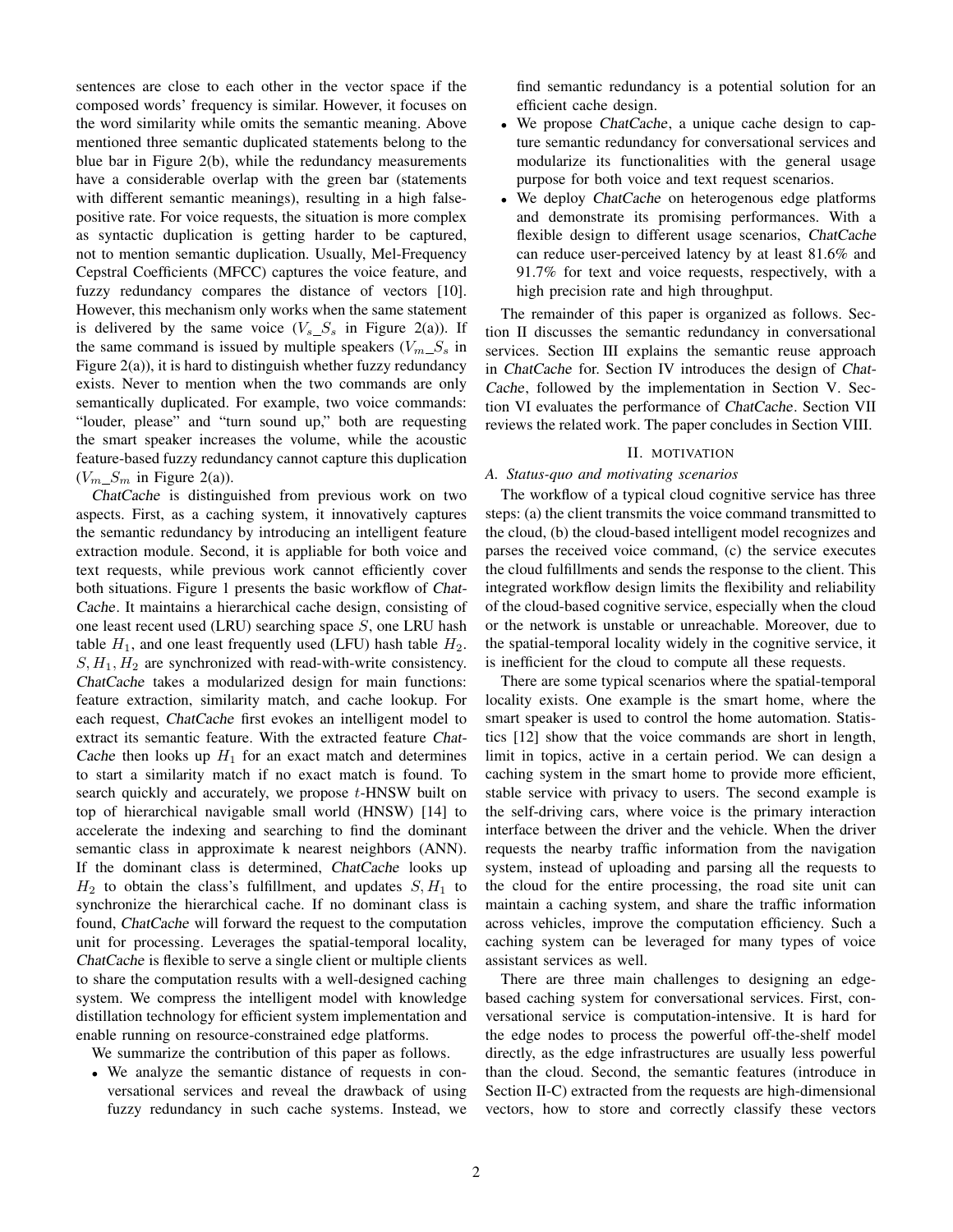sentences are close to each other in the vector space if the composed words' frequency is similar. However, it focuses on the word similarity while omits the semantic meaning. Above mentioned three semantic duplicated statements belong to the blue bar in Figure 2(b), while the redundancy measurements have a considerable overlap with the green bar (statements with different semantic meanings), resulting in a high false-positive rate. For voice requests, the situation is more complex as syntactic duplication is getting harder to be captured, not to mention semantic duplication. Usually, Mel-Frequency Cepstral Coefficients (MFCC) captures the voice feature, and fuzzy redundancy compares the distance of vectors [10]. However, this mechanism only works when the same statement is delivered by the same voice ($V_s\_S_s$ in Figure 2(a)). If the same command is issued by multiple speakers ($V_m\_S_s$ in Figure 2(a)), it is hard to distinguish whether fuzzy redundancy exists. Never to mention when the two commands are only semantically duplicated. For example, two voice commands: "louder, please" and "turn sound up," both are requesting the smart speaker increases the volume, while the acoustic feature-based fuzzy redundancy cannot capture this duplication ($V_m\_S_m$ in Figure 2(a)).

*ChatCache* is distinguished from previous work on two aspects. First, as a caching system, it innovatively captures the semantic redundancy by introducing an intelligent feature extraction module. Second, it is appliable for both voice and text requests, while previous work cannot efficiently cover both situations. Figure 1 presents the basic workflow of *ChatCache*. It maintains a hierarchical cache design, consisting of one least recent used (LRU) searching space $S$, one LRU hash table $H_1$, and one least frequently used (LFU) hash table $H_2$. $S, H_1, H_2$ are synchronized with read-with-write consistency. *ChatCache* takes a modularized design for main functions: feature extraction, similarity match, and cache lookup. For each request, *ChatCache* first evokes an intelligent model to extract its semantic feature. With the extracted feature *ChatCache* then looks up $H_1$ for an exact match and determines to start a similarity match if no exact match is found. To search quickly and accurately, we propose $t$-HNSW built on top of hierarchical navigable small world (HNSW) [14] to accelerate the indexing and searching to find the dominant semantic class in approximate k nearest neighbors (ANN). If the dominant class is determined, *ChatCache* looks up $H_2$ to obtain the class's fulfillment, and updates $S, H_1$ to synchronize the hierarchical cache. If no dominant class is found, *ChatCache* will forward the request to the computation unit for processing. Leverages the spatial-temporal locality, *ChatCache* is flexible to serve a single client or multiple clients to share the computation results with a well-designed caching system. We compress the intelligent model with knowledge distillation technology for efficient system implementation and enable running on resource-constrained edge platforms.

We summarize the contribution of this paper as follows.

- We analyze the semantic distance of requests in conversational services and reveal the drawback of using fuzzy redundancy in such cache systems. Instead, we find semantic redundancy is a potential solution for an efficient cache design.
- We propose *ChatCache*, a unique cache design to capture semantic redundancy for conversational services and modularize its functionalities with the general usage purpose for both voice and text request scenarios.
- We deploy *ChatCache* on heterogenous edge platforms and demonstrate its promising performances. With a flexible design to different usage scenarios, *ChatCache* can reduce user-perceived latency by at least 81.6% and 91.7% for text and voice requests, respectively, with a high precision rate and high throughput.

The remainder of this paper is organized as follows. Section II discusses the semantic redundancy in conversational services. Section III explains the semantic reuse approach in *ChatCache* for. Section IV introduces the design of *ChatCache*, followed by the implementation in Section V. Section VI evaluates the performance of *ChatCache*. Section VII reviews the related work. The paper concludes in Section VIII.

## II. MOTIVATION

### A. Status-quo and motivating scenarios

The workflow of a typical cloud cognitive service has three steps: (a) the client transmits the voice command transmitted to the cloud, (b) the cloud-based intelligent model recognizes and parses the received voice command, (c) the service executes the cloud fulfillments and sends the response to the client. This integrated workflow design limits the flexibility and reliability of the cloud-based cognitive service, especially when the cloud or the network is unstable or unreachable. Moreover, due to the spatial-temporal locality widely in the cognitive service, it is inefficient for the cloud to compute all these requests.

There are some typical scenarios where the spatial-temporal locality exists. One example is the smart home, where the smart speaker is used to control the home automation. Statistics [12] show that the voice commands are short in length, limit in topics, active in a certain period. We can design a caching system in the smart home to provide more efficient, stable service with privacy to users. The second example is the self-driving cars, where voice is the primary interaction interface between the driver and the vehicle. When the driver requests the nearby traffic information from the navigation system, instead of uploading and parsing all the requests to the cloud for the entire processing, the road site unit can maintain a caching system, and share the traffic information across vehicles, improve the computation efficiency. Such a caching system can be leveraged for many types of voice assistant services as well.

There are three main challenges to designing an edge-based caching system for conversational services. First, conversational service is computation-intensive. It is hard for the edge nodes to process the powerful off-the-shelf model directly, as the edge infrastructures are usually less powerful than the cloud. Second, the semantic features (introduce in Section II-C) extracted from the requests are high-dimensional vectors, how to store and correctly classify these vectors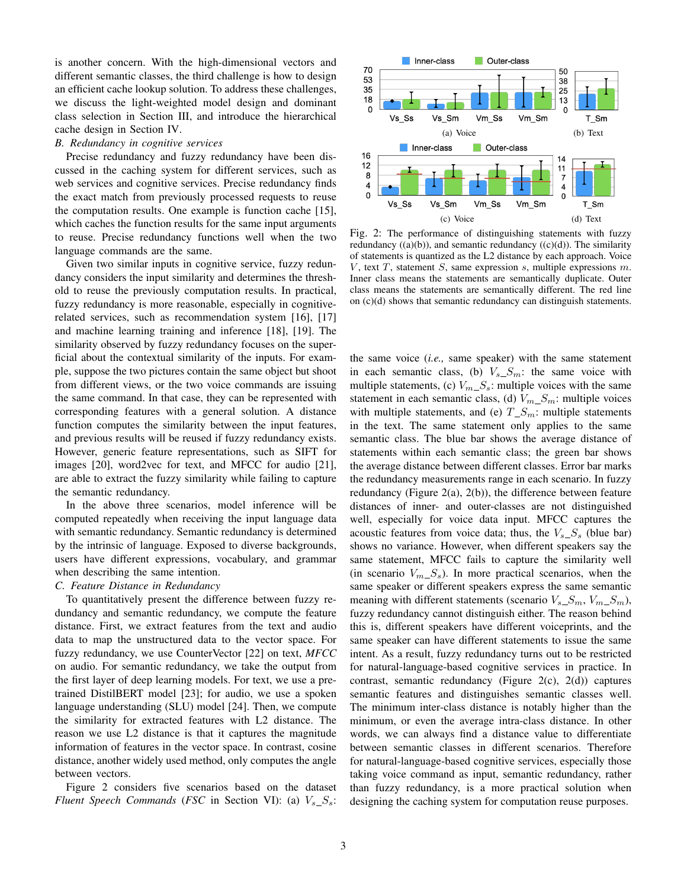is another concern. With the high-dimensional vectors and different semantic classes, the third challenge is how to design an efficient cache lookup solution. To address these challenges, we discuss the light-weighted model design and dominant class selection in Section III, and introduce the hierarchical cache design in Section IV.

### B. Redundancy in cognitive services

Precise redundancy and fuzzy redundancy have been discussed in the caching system for different services, such as web services and cognitive services. Precise redundancy finds the exact match from previously processed requests to reuse the computation results. One example is function cache [15], which caches the function results for the same input arguments to reuse. Precise redundancy functions well when the two language commands are the same.

Given two similar inputs in cognitive service, fuzzy redundancy considers the input similarity and determines the threshold to reuse the previously computation results. In practical, fuzzy redundancy is more reasonable, especially in cognitive-related services, such as recommendation system [16], [17] and machine learning training and inference [18], [19]. The similarity observed by fuzzy redundancy focuses on the superficial about the contextual similarity of the inputs. For example, suppose the two pictures contain the same object but shoot from different views, or the two voice commands are issuing the same command. In that case, they can be represented with corresponding features with a general solution. A distance function computes the similarity between the input features, and previous results will be reused if fuzzy redundancy exists. However, generic feature representations, such as SIFT for images [20], word2vec for text, and MFCC for audio [21], are able to extract the fuzzy similarity while failing to capture the semantic redundancy.

In the above three scenarios, model inference will be computed repeatedly when receiving the input language data with semantic redundancy. Semantic redundancy is determined by the intrinsic of language. Exposed to diverse backgrounds, users have different expressions, vocabulary, and grammar when describing the same intention.

### C. Feature Distance in Redundancy

To quantitatively present the difference between fuzzy redundancy and semantic redundancy, we compute the feature distance. First, we extract features from the text and audio data to map the unstructured data to the vector space. For fuzzy redundancy, we use CounterVector [22] on text, *MFCC* on audio. For semantic redundancy, we take the output from the first layer of deep learning models. For text, we use a pre-trained DistilBERT model [23]; for audio, we use a spoken language understanding (SLU) model [24]. Then, we compute the similarity for extracted features with L2 distance. The reason we use L2 distance is that it captures the magnitude information of features in the vector space. In contrast, cosine distance, another widely used method, only computes the angle between vectors.

Fig. 2: The performance of distinguishing statements with fuzzy redundancy ((a)(b)), and semantic redundancy ((c)(d)). The similarity of statements is quantized as the L2 distance by each approach. Voice $V$, text $T$, statement $S$, same expression $s$, multiple expressions $m$. Inner class means the statements are semantically duplicate. Outer class means the statements are semantically different. The red line on (c)(d) shows that semantic redundancy can distinguish statements.

Figure 2 considers five scenarios based on the dataset *Fluent Speech Commands* (*FSC* in Section VI): (a) $V_s\_S_s$: the same voice (*i.e.,* same speaker) with the same statement in each semantic class, (b) $V_s\_S_m$: the same voice with multiple statements, (c) $V_m\_S_s$: multiple voices with the same statement in each semantic class, (d) $V_m\_S_m$: multiple voices with multiple statements, and (e) $T\_S_m$: multiple statements in the text. The same statement only applies to the same semantic class. The blue bar shows the average distance of statements within each semantic class; the green bar shows the average distance between different classes. Error bar marks the redundancy measurements range in each scenario. In fuzzy redundancy (Figure 2(a), 2(b)), the difference between feature distances of inner- and outer-classes are not distinguished well, especially for voice data input. MFCC captures the acoustic features from voice data; thus, the $V_s\_S_s$ (blue bar) shows no variance. However, when different speakers say the same statement, MFCC fails to capture the similarity well (in scenario $V_m\_S_s$). In more practical scenarios, when the same speaker or different speakers express the same semantic meaning with different statements (scenario $V_s\_S_m$, $V_m\_S_m$), fuzzy redundancy cannot distinguish either. The reason behind this is, different speakers have different voiceprints, and the same speaker can have different statements to issue the same intent. As a result, fuzzy redundancy turns out to be restricted for natural-language-based cognitive services in practice. In contrast, semantic redundancy (Figure 2(c), 2(d)) captures semantic features and distinguishes semantic classes well. The minimum inter-class distance is notably higher than the minimum, or even the average intra-class distance. In other words, we can always find a distance value to differentiate between semantic classes in different scenarios. Therefore for natural-language-based cognitive services, especially those taking voice command as input, semantic redundancy, rather than fuzzy redundancy, is a more practical solution when designing the caching system for computation reuse purposes.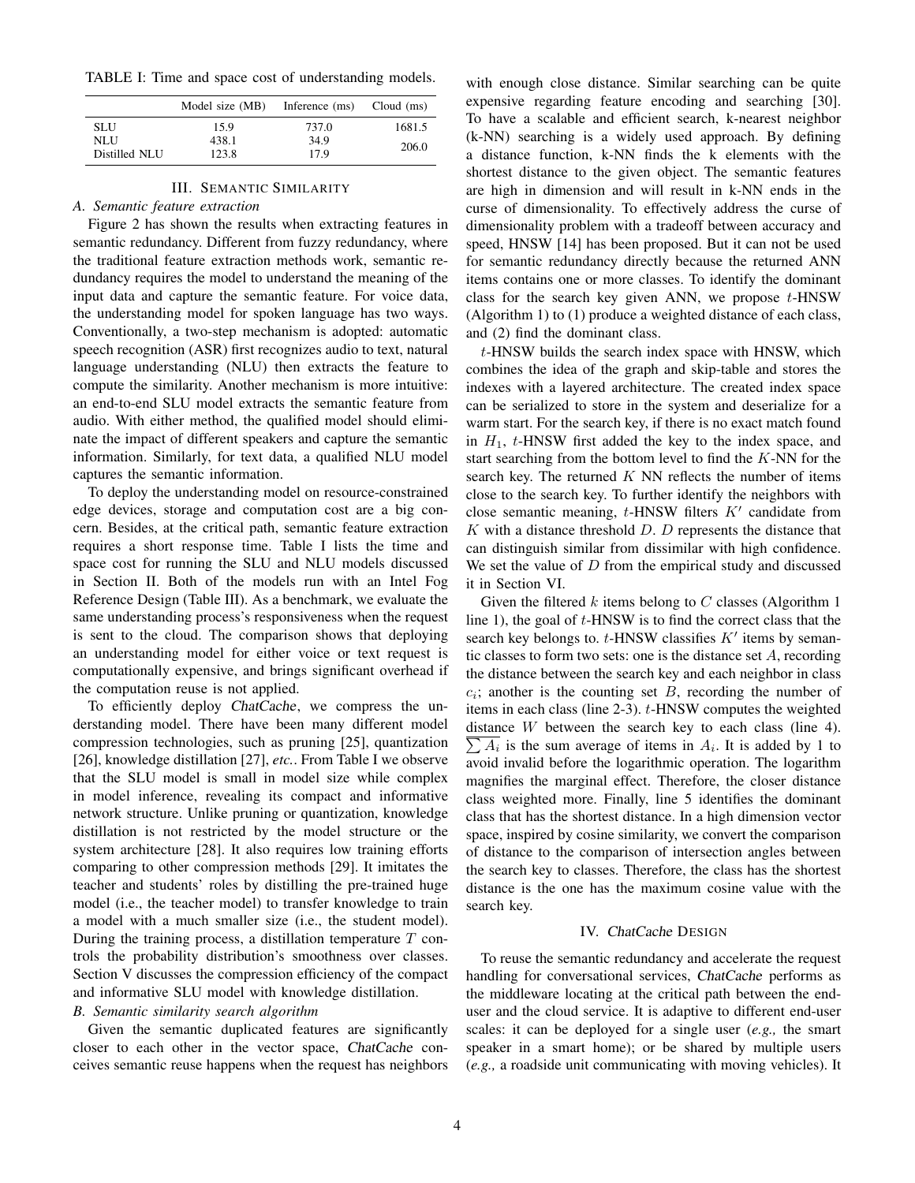TABLE I: Time and space cost of understanding models.

| | Model size (MB) | Inference (ms) | Cloud (ms) |
|---|---|---|---|
| SLU | 15.9 | 737.0 | 1681.5 |
| NLU | 438.1 | 34.9 | 206.0 |
| Distilled NLU | 123.8 | 17.9 | |

## III. Semantic Similarity

### A. Semantic feature extraction

Figure 2 has shown the results when extracting features in semantic redundancy. Different from fuzzy redundancy, where the traditional feature extraction methods work, semantic redundancy requires the model to understand the meaning of the input data and capture the semantic feature. For voice data, the understanding model for spoken language has two ways. Conventionally, a two-step mechanism is adopted: automatic speech recognition (ASR) first recognizes audio to text, natural language understanding (NLU) then extracts the feature to compute the similarity. Another mechanism is more intuitive: an end-to-end SLU model extracts the semantic feature from audio. With either method, the qualified model should eliminate the impact of different speakers and capture the semantic information. Similarly, for text data, a qualified NLU model captures the semantic information.

To deploy the understanding model on resource-constrained edge devices, storage and computation cost are a big concern. Besides, at the critical path, semantic feature extraction requires a short response time. Table I lists the time and space cost for running the SLU and NLU models discussed in Section II. Both of the models run with an Intel Fog Reference Design (Table III). As a benchmark, we evaluate the same understanding process's responsiveness when the request is sent to the cloud. The comparison shows that deploying an understanding model for either voice or text request is computationally expensive, and brings significant overhead if the computation reuse is not applied.

To efficiently deploy *ChatCache*, we compress the understanding model. There have been many different model compression technologies, such as pruning [25], quantization [26], knowledge distillation [27], *etc.*. From Table I we observe that the SLU model is small in model size while complex in model inference, revealing its compact and informative network structure. Unlike pruning or quantization, knowledge distillation is not restricted by the model structure or the system architecture [28]. It also requires low training efforts comparing to other compression methods [29]. It imitates the teacher and students' roles by distilling the pre-trained huge model (i.e., the teacher model) to transfer knowledge to train a model with a much smaller size (i.e., the student model). During the training process, a distillation temperature $T$ controls the probability distribution's smoothness over classes. Section V discusses the compression efficiency of the compact and informative SLU model with knowledge distillation.

### B. Semantic similarity search algorithm

Given the semantic duplicated features are significantly closer to each other in the vector space, *ChatCache* conceives semantic reuse happens when the request has neighbors with enough close distance. Similar searching can be quite expensive regarding feature encoding and searching [30]. To have a scalable and efficient search, k-nearest neighbor (k-NN) searching is a widely used approach. By defining a distance function, k-NN finds the k elements with the shortest distance to the given object. The semantic features are high in dimension and will result in k-NN ends in the curse of dimensionality. To effectively address the curse of dimensionality problem with a tradeoff between accuracy and speed, HNSW [14] has been proposed. But it can not be used for semantic redundancy directly because the returned ANN items contains one or more classes. To identify the dominant class for the search key given ANN, we propose $t$-HNSW (Algorithm 1) to (1) produce a weighted distance of each class, and (2) find the dominant class.

$t$-HNSW builds the search index space with HNSW, which combines the idea of the graph and skip-table and stores the indexes with a layered architecture. The created index space can be serialized to store in the system and deserialize for a warm start. For the search key, if there is no exact match found in $H_1$, $t$-HNSW first added the key to the index space, and start searching from the bottom level to find the $K$-NN for the search key. The returned $K$ NN reflects the number of items close to the search key. To further identify the neighbors with close semantic meaning, $t$-HNSW filters $K'$ candidate from $K$ with a distance threshold $D$. $D$ represents the distance that can distinguish similar from dissimilar with high confidence. We set the value of $D$ from the empirical study and discussed it in Section VI.

Given the filtered $k$ items belong to $C$ classes (Algorithm 1 line 1), the goal of $t$-HNSW is to find the correct class that the search key belongs to. $t$-HNSW classifies $K'$ items by semantic classes to form two sets: one is the distance set $A$, recording the distance between the search key and each neighbor in class $c_i$; another is the counting set $B$, recording the number of items in each class (line 2-3). $t$-HNSW computes the weighted distance $W$ between the search key to each class (line 4). $\overline{\sum A_i}$ is the sum average of items in $A_i$. It is added by 1 to avoid invalid before the logarithmic operation. The logarithm magnifies the marginal effect. Therefore, the closer distance class weighted more. Finally, line 5 identifies the dominant class that has the shortest distance. In a high dimension vector space, inspired by cosine similarity, we convert the comparison of distance to the comparison of intersection angles between the search key to classes. Therefore, the class has the shortest distance is the one has the maximum cosine value with the search key.

## IV. *ChatCache* Design

To reuse the semantic redundancy and accelerate the request handling for conversational services, *ChatCache* performs as the middleware locating at the critical path between the end-user and the cloud service. It is adaptive to different end-user scales: it can be deployed for a single user (*e.g.,* the smart speaker in a smart home); or be shared by multiple users (*e.g.,* a roadside unit communicating with moving vehicles). It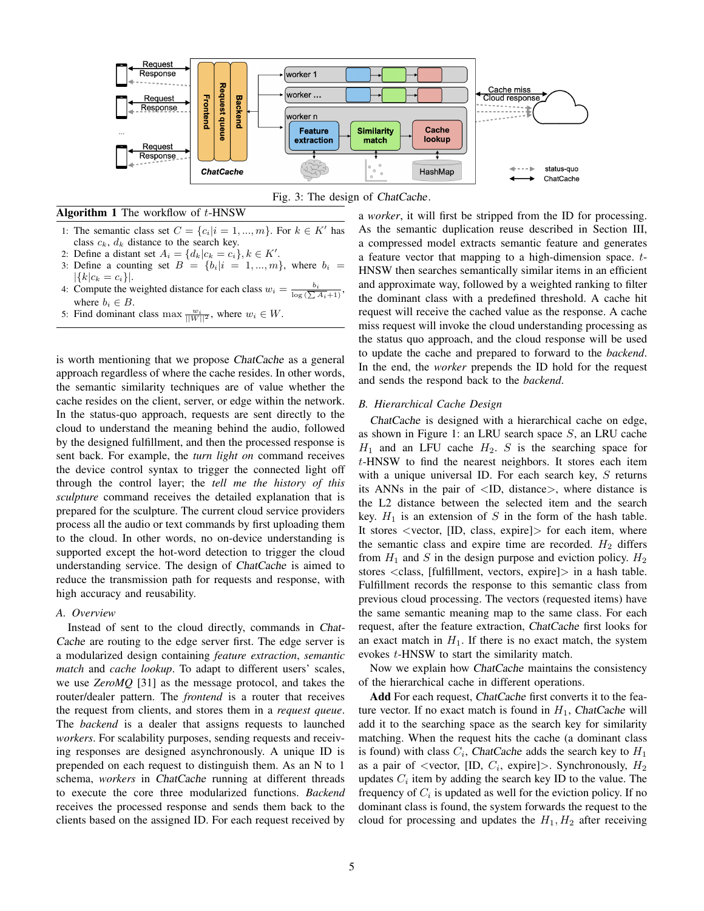Fig. 3: The design of *ChatCache*.

**Algorithm 1** The workflow of $t$-HNSW

1: The semantic class set $C = \{c_i | i = 1, ..., m\}$. For $k \in K'$ has class $c_k$, $d_k$ distance to the search key.
2: Define a distant set $A_i = \{d_k | c_k = c_i\}, k \in K'$.
3: Define a counting set $B = \{b_i | i = 1, ..., m\}$, where $b_i = |\{k | c_k = c_i\}|$.
4: Compute the weighted distance for each class $w_i = \frac{b_i}{\log(\sum A_i + 1)}$, where $b_i \in B$.
5: Find dominant class $\max \frac{w_i}{||W||^2}$, where $w_i \in W$.

is worth mentioning that we propose *ChatCache* as a general approach regardless of where the cache resides. In other words, the semantic similarity techniques are of value whether the cache resides on the client, server, or edge within the network. In the status-quo approach, requests are sent directly to the cloud to understand the meaning behind the audio, followed by the designed fulfillment, and then the processed response is sent back. For example, the *turn light on* command receives the device control syntax to trigger the connected light off through the control layer; the *tell me the history of this sculpture* command receives the detailed explanation that is prepared for the sculpture. The current cloud service providers process all the audio or text commands by first uploading them to the cloud. In other words, no on-device understanding is supported except the hot-word detection to trigger the cloud understanding service. The design of *ChatCache* is aimed to reduce the transmission path for requests and response, with high accuracy and reusability.

### A. Overview

Instead of sent to the cloud directly, commands in *ChatCache* are routing to the edge server first. The edge server is a modularized design containing *feature extraction*, *semantic match* and *cache lookup*. To adapt to different users' scales, we use *ZeroMQ* [31] as the message protocol, and takes the router/dealer pattern. The *frontend* is a router that receives the request from clients, and stores them in a *request queue*. The *backend* is a dealer that assigns requests to launched *workers*. For scalability purposes, sending requests and receiving responses are designed asynchronously. A unique ID is prepended on each request to distinguish them. As an N to 1 schema, *workers* in *ChatCache* running at different threads to execute the core three modularized functions. *Backend* receives the processed response and sends them back to the clients based on the assigned ID. For each request received by a *worker*, it will first be stripped from the ID for processing. As the semantic duplication reuse described in Section III, a compressed model extracts semantic feature and generates a feature vector that mapping to a high-dimension space. $t$-HNSW then searches semantically similar items in an efficient and approximate way, followed by a weighted ranking to filter the dominant class with a predefined threshold. A cache hit request will receive the cached value as the response. A cache miss request will invoke the cloud understanding processing as the status quo approach, and the cloud response will be used to update the cache and prepared to forward to the *backend*. In the end, the *worker* prepends the ID hold for the request and sends the respond back to the *backend*.

### B. Hierarchical Cache Design

*ChatCache* is designed with a hierarchical cache on edge, as shown in Figure 1: an LRU search space $S$, an LRU cache $H_1$ and an LFU cache $H_2$. $S$ is the searching space for $t$-HNSW to find the nearest neighbors. It stores each item with a unique universal ID. For each search key, $S$ returns its ANNs in the pair of <ID, distance>, where distance is the L2 distance between the selected item and the search key. $H_1$ is an extension of $S$ in the form of the hash table. It stores <vector, [ID, class, expire]> for each item, where the semantic class and expire time are recorded. $H_2$ differs from $H_1$ and $S$ in the design purpose and eviction policy. $H_2$ stores <class, [fulfillment, vectors, expire]> in a hash table. Fulfillment records the response to this semantic class from previous cloud processing. The vectors (requested items) have the same semantic meaning map to the same class. For each request, after the feature extraction, *ChatCache* first looks for an exact match in $H_1$. If there is no exact match, the system evokes $t$-HNSW to start the similarity match.

Now we explain how *ChatCache* maintains the consistency of the hierarchical cache in different operations.

**Add** For each request, *ChatCache* first converts it to the feature vector. If no exact match is found in $H_1$, *ChatCache* will add it to the searching space as the search key for similarity matching. When the request hits the cache (a dominant class is found) with class $C_i$, *ChatCache* adds the search key to $H_1$ as a pair of <vector, [ID, $C_i$, expire]>. Synchronously, $H_2$ updates $C_i$ item by adding the search key ID to the value. The frequency of $C_i$ is updated as well for the eviction policy. If no dominant class is found, the system forwards the request to the cloud for processing and updates the $H_1, H_2$ after receiving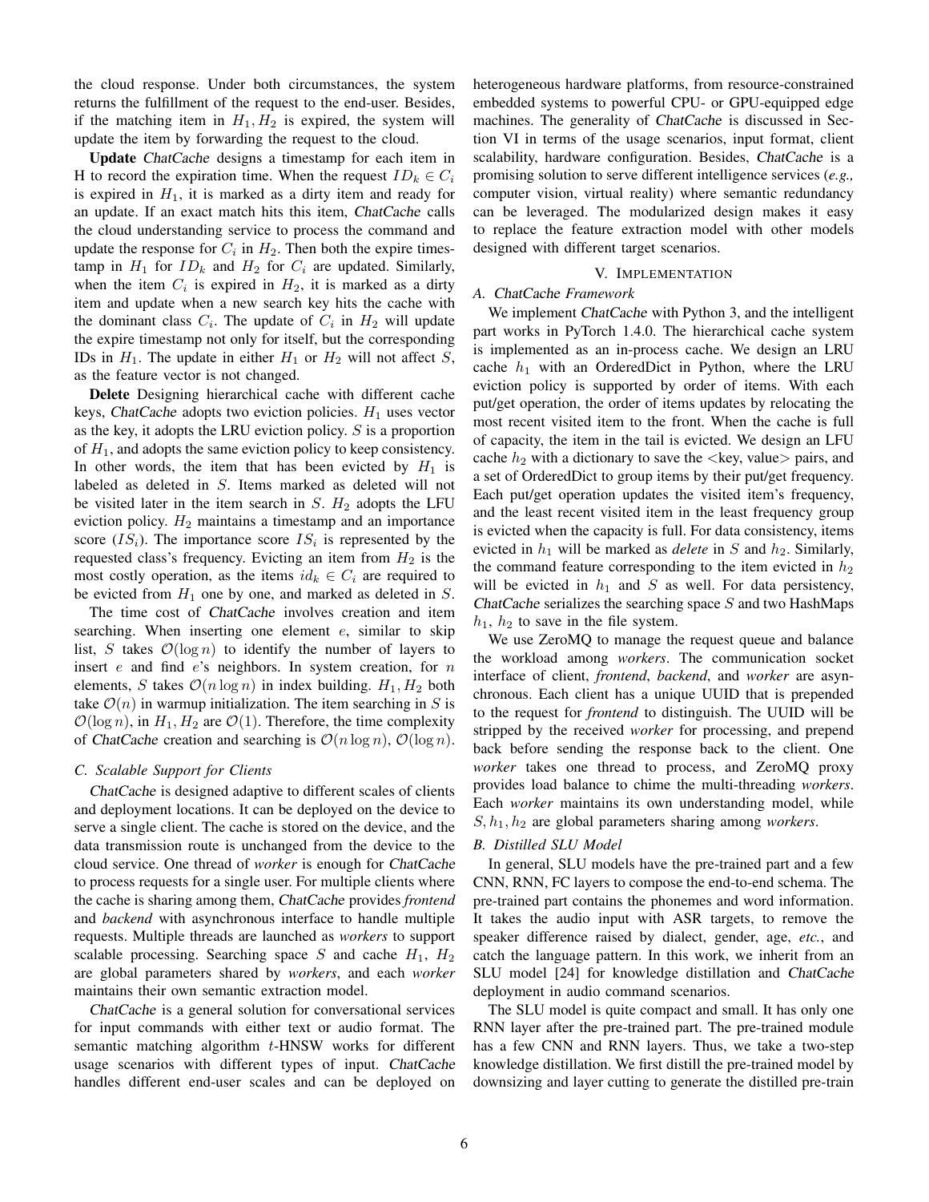the cloud response. Under both circumstances, the system returns the fulfillment of the request to the end-user. Besides, if the matching item in $H_1, H_2$ is expired, the system will update the item by forwarding the request to the cloud.

**Update** *ChatCache* designs a timestamp for each item in H to record the expiration time. When the request $ID_k \in C_i$ is expired in $H_1$, it is marked as a dirty item and ready for an update. If an exact match hits this item, *ChatCache* calls the cloud understanding service to process the command and update the response for $C_i$ in $H_2$. Then both the expire timestamp in $H_1$ for $ID_k$ and $H_2$ for $C_i$ are updated. Similarly, when the item $C_i$ is expired in $H_2$, it is marked as a dirty item and update when a new search key hits the cache with the dominant class $C_i$. The update of $C_i$ in $H_2$ will update the expire timestamp not only for itself, but the corresponding IDs in $H_1$. The update in either $H_1$ or $H_2$ will not affect $S$, as the feature vector is not changed.

**Delete** Designing hierarchical cache with different cache keys, *ChatCache* adopts two eviction policies. $H_1$ uses vector as the key, it adopts the LRU eviction policy. $S$ is a proportion of $H_1$, and adopts the same eviction policy to keep consistency. In other words, the item that has been evicted by $H_1$ is labeled as deleted in $S$. Items marked as deleted will not be visited later in the item search in $S$. $H_2$ adopts the LFU eviction policy. $H_2$ maintains a timestamp and an importance score ($IS_i$). The importance score $IS_i$ is represented by the requested class's frequency. Evicting an item from $H_2$ is the most costly operation, as the items $id_k \in C_i$ are required to be evicted from $H_1$ one by one, and marked as deleted in $S$.

The time cost of *ChatCache* involves creation and item searching. When inserting one element $e$, similar to skip list, $S$ takes $\mathcal{O}(\log n)$ to identify the number of layers to insert $e$ and find $e$'s neighbors. In system creation, for $n$ elements, $S$ takes $\mathcal{O}(n \log n)$ in index building. $H_1, H_2$ both take $\mathcal{O}(n)$ in warmup initialization. The item searching in $S$ is $\mathcal{O}(\log n)$, in $H_1, H_2$ are $\mathcal{O}(1)$. Therefore, the time complexity of *ChatCache* creation and searching is $\mathcal{O}(n \log n)$, $\mathcal{O}(\log n)$.

### C. Scalable Support for Clients

*ChatCache* is designed adaptive to different scales of clients and deployment locations. It can be deployed on the device to serve a single client. The cache is stored on the device, and the data transmission route is unchanged from the device to the cloud service. One thread of *worker* is enough for *ChatCache* to process requests for a single user. For multiple clients where the cache is sharing among them, *ChatCache* provides *frontend* and *backend* with asynchronous interface to handle multiple requests. Multiple threads are launched as *workers* to support scalable processing. Searching space $S$ and cache $H_1$, $H_2$ are global parameters shared by *workers*, and each *worker* maintains their own semantic extraction model.

*ChatCache* is a general solution for conversational services for input commands with either text or audio format. The semantic matching algorithm $t$-HNSW works for different usage scenarios with different types of input. *ChatCache* handles different end-user scales and can be deployed on heterogeneous hardware platforms, from resource-constrained embedded systems to powerful CPU- or GPU-equipped edge machines. The generality of *ChatCache* is discussed in Section VI in terms of the usage scenarios, input format, client scalability, hardware configuration. Besides, *ChatCache* is a promising solution to serve different intelligence services (*e.g.,* computer vision, virtual reality) where semantic redundancy can be leveraged. The modularized design makes it easy to replace the feature extraction model with other models designed with different target scenarios.

## V. Implementation

### A. ChatCache Framework

We implement *ChatCache* with Python 3, and the intelligent part works in PyTorch 1.4.0. The hierarchical cache system is implemented as an in-process cache. We design an LRU cache $h_1$ with an OrderedDict in Python, where the LRU eviction policy is supported by order of items. With each put/get operation, the order of items updates by relocating the most recent visited item to the front. When the cache is full of capacity, the item in the tail is evicted. We design an LFU cache $h_2$ with a dictionary to save the <key, value> pairs, and a set of OrderedDict to group items by their put/get frequency. Each put/get operation updates the visited item's frequency, and the least recent visited item in the least frequency group is evicted when the capacity is full. For data consistency, items evicted in $h_1$ will be marked as *delete* in $S$ and $h_2$. Similarly, the command feature corresponding to the item evicted in $h_2$ will be evicted in $h_1$ and $S$ as well. For data persistency, *ChatCache* serializes the searching space $S$ and two HashMaps $h_1$, $h_2$ to save in the file system.

We use ZeroMQ to manage the request queue and balance the workload among *workers*. The communication socket interface of client, *frontend*, *backend*, and *worker* are asynchronous. Each client has a unique UUID that is prepended to the request for *frontend* to distinguish. The UUID will be stripped by the received *worker* for processing, and prepend back before sending the response back to the client. One *worker* takes one thread to process, and ZeroMQ proxy provides load balance to chime the multi-threading *workers*. Each *worker* maintains its own understanding model, while $S, h_1, h_2$ are global parameters sharing among *workers*.

### B. Distilled SLU Model

In general, SLU models have the pre-trained part and a few CNN, RNN, FC layers to compose the end-to-end schema. The pre-trained part contains the phonemes and word information. It takes the audio input with ASR targets, to remove the speaker difference raised by dialect, gender, age, *etc.*, and catch the language pattern. In this work, we inherit from an SLU model [24] for knowledge distillation and *ChatCache* deployment in audio command scenarios.

The SLU model is quite compact and small. It has only one RNN layer after the pre-trained part. The pre-trained module has a few CNN and RNN layers. Thus, we take a two-step knowledge distillation. We first distill the pre-trained model by downsizing and layer cutting to generate the distilled pre-train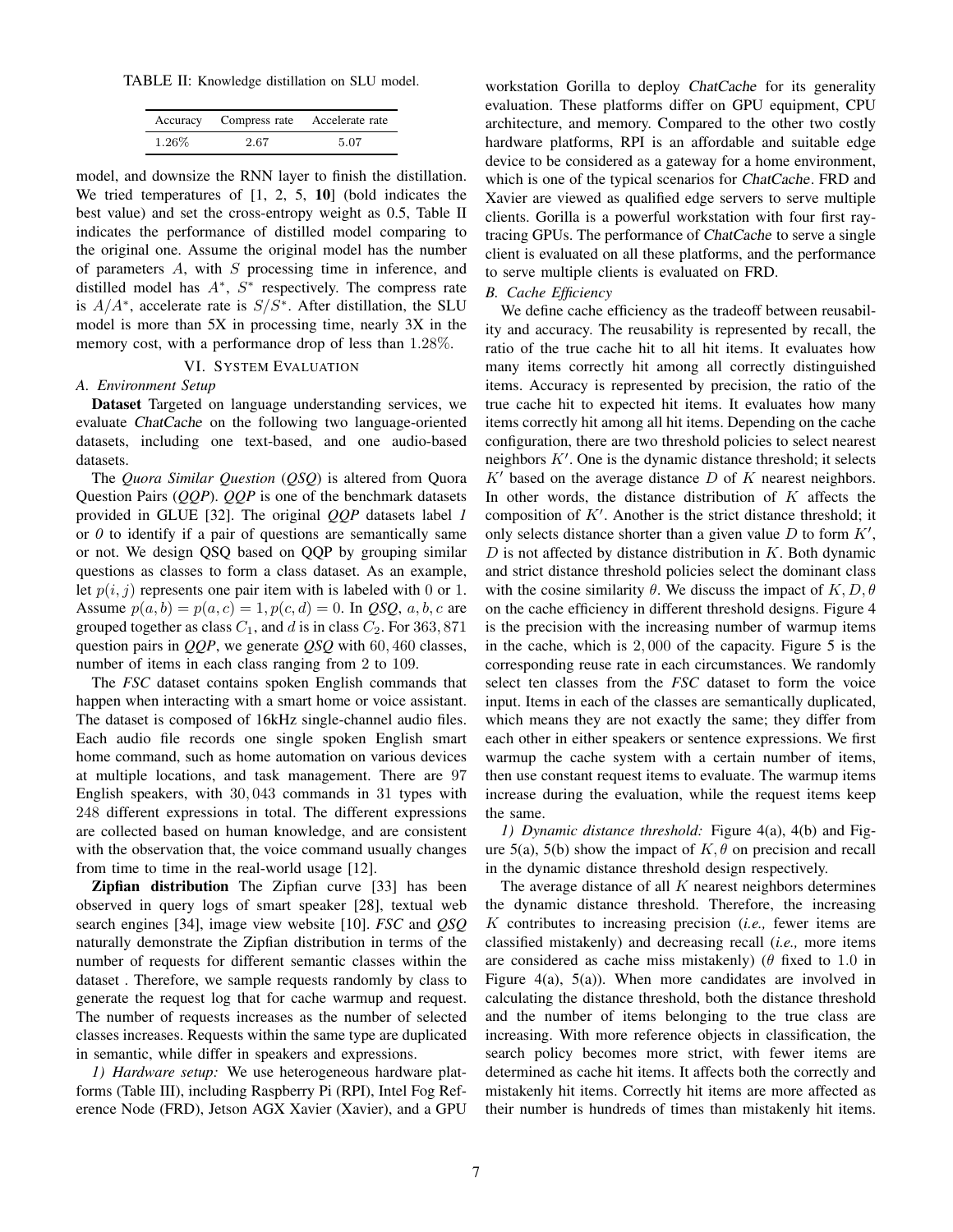TABLE II: Knowledge distillation on SLU model.

| Accuracy | Compress rate | Accelerate rate |
| --- | --- | --- |
| 1.26% | 2.67 | 5.07 |

model, and downsize the RNN layer to finish the distillation. We tried temperatures of [1, 2, 5, **10**] (bold indicates the best value) and set the cross-entropy weight as 0.5, Table II indicates the performance of distilled model comparing to the original one. Assume the original model has the number of parameters $A$, with $S$ processing time in inference, and distilled model has $A^*$, $S^*$ respectively. The compress rate is $A/A^*$, accelerate rate is $S/S^*$. After distillation, the SLU model is more than 5X in processing time, nearly 3X in the memory cost, with a performance drop of less than $1.28\%$.

## VI. System Evaluation

### A. Environment Setup

**Dataset** Targeted on language understanding services, we evaluate *ChatCache* on the following two language-oriented datasets, including one text-based, and one audio-based datasets.

The *Quora Similar Question* (*QSQ*) is altered from Quora Question Pairs (*QQP*). *QQP* is one of the benchmark datasets provided in GLUE [32]. The original *QQP* datasets label *1* or *0* to identify if a pair of questions are semantically same or not. We design QSQ based on QQP by grouping similar questions as classes to form a class dataset. As an example, let $p(i, j)$ represents one pair item with is labeled with 0 or 1. Assume $p(a, b) = p(a, c) = 1, p(c, d) = 0$. In *QSQ*, $a, b, c$ are grouped together as class $C_1$, and $d$ is in class $C_2$. For $363,871$ question pairs in *QQP*, we generate *QSQ* with $60,460$ classes, number of items in each class ranging from 2 to 109.

The *FSC* dataset contains spoken English commands that happen when interacting with a smart home or voice assistant. The dataset is composed of 16kHz single-channel audio files. Each audio file records one single spoken English smart home command, such as home automation on various devices at multiple locations, and task management. There are 97 English speakers, with $30,043$ commands in 31 types with 248 different expressions in total. The different expressions are collected based on human knowledge, and are consistent with the observation that, the voice command usually changes from time to time in the real-world usage [12].

**Zipfian distribution** The Zipfian curve [33] has been observed in query logs of smart speaker [28], textual web search engines [34], image view website [10]. *FSC* and *QSQ* naturally demonstrate the Zipfian distribution in terms of the number of requests for different semantic classes within the dataset . Therefore, we sample requests randomly by class to generate the request log that for cache warmup and request. The number of requests increases as the number of selected classes increases. Requests within the same type are duplicated in semantic, while differ in speakers and expressions.

*1) Hardware setup:* We use heterogeneous hardware platforms (Table III), including Raspberry Pi (RPI), Intel Fog Reference Node (FRD), Jetson AGX Xavier (Xavier), and a GPU workstation Gorilla to deploy *ChatCache* for its generality evaluation. These platforms differ on GPU equipment, CPU architecture, and memory. Compared to the other two costly hardware platforms, RPI is an affordable and suitable edge device to be considered as a gateway for a home environment, which is one of the typical scenarios for *ChatCache*. FRD and Xavier are viewed as qualified edge servers to serve multiple clients. Gorilla is a powerful workstation with four first ray-tracing GPUs. The performance of *ChatCache* to serve a single client is evaluated on all these platforms, and the performance to serve multiple clients is evaluated on FRD.

### B. Cache Efficiency

We define cache efficiency as the tradeoff between reusability and accuracy. The reusability is represented by recall, the ratio of the true cache hit to all hit items. It evaluates how many items correctly hit among all correctly distinguished items. Accuracy is represented by precision, the ratio of the true cache hit to expected hit items. It evaluates how many items correctly hit among all hit items. Depending on the cache configuration, there are two threshold policies to select nearest neighbors $K'$. One is the dynamic distance threshold; it selects $K'$ based on the average distance $D$ of $K$ nearest neighbors. In other words, the distance distribution of $K$ affects the composition of $K'$. Another is the strict distance threshold; it only selects distance shorter than a given value $D$ to form $K'$, $D$ is not affected by distance distribution in $K$. Both dynamic and strict distance threshold policies select the dominant class with the cosine similarity $\theta$. We discuss the impact of $K, D, \theta$ on the cache efficiency in different threshold designs. Figure 4 is the precision with the increasing number of warmup items in the cache, which is $2,000$ of the capacity. Figure 5 is the corresponding reuse rate in each circumstances. We randomly select ten classes from the *FSC* dataset to form the voice input. Items in each of the classes are semantically duplicated, which means they are not exactly the same; they differ from each other in either speakers or sentence expressions. We first warmup the cache system with a certain number of items, then use constant request items to evaluate. The warmup items increase during the evaluation, while the request items keep the same.

*1) Dynamic distance threshold:* Figure 4(a), 4(b) and Figure 5(a), 5(b) show the impact of $K, \theta$ on precision and recall in the dynamic distance threshold design respectively.

The average distance of all $K$ nearest neighbors determines the dynamic distance threshold. Therefore, the increasing $K$ contributes to increasing precision (*i.e.,* fewer items are classified mistakenly) and decreasing recall (*i.e.,* more items are considered as cache miss mistakenly) ($\theta$ fixed to 1.0 in Figure 4(a), 5(a)). When more candidates are involved in calculating the distance threshold, both the distance threshold and the number of items belonging to the true class are increasing. With more reference objects in classification, the search policy becomes more strict, with fewer items are determined as cache hit items. It affects both the correctly and mistakenly hit items. Correctly hit items are more affected as their number is hundreds of times than mistakenly hit items.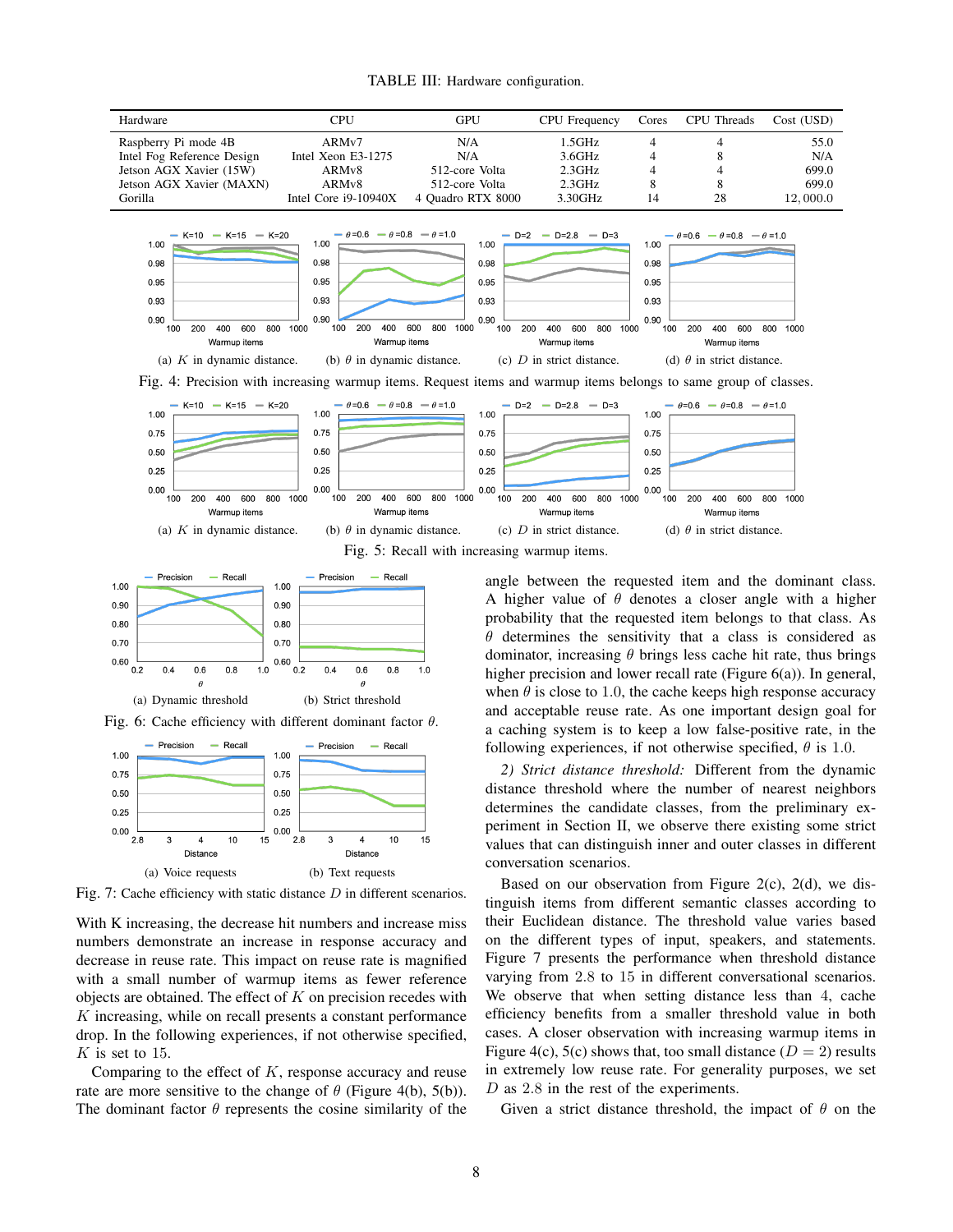TABLE III: Hardware configuration.

| Hardware | CPU | GPU | CPU Frequency | Cores | CPU Threads | Cost (USD) |
|---|---|---|---|---|---|---|
| Raspberry Pi mode 4B | ARMv7 | N/A | 1.5GHz | 4 | 4 | 55.0 |
| Intel Fog Reference Design | Intel Xeon E3-1275 | N/A | 3.6GHz | 4 | 8 | N/A |
| Jetson AGX Xavier (15W) | ARMv8 | 512-core Volta | 2.3GHz | 4 | 4 | 699.0 |
| Jetson AGX Xavier (MAXN) | ARMv8 | 512-core Volta | 2.3GHz | 8 | 8 | 699.0 |
| Gorilla | Intel Core i9-10940X | 4 Quadro RTX 8000 | 3.30GHz | 14 | 28 | 12,000.0 |

(a) $K$ in dynamic distance. (b) $\theta$ in dynamic distance. (c) $D$ in strict distance. (d) $\theta$ in strict distance.

Fig. 4: Precision with increasing warmup items. Request items and warmup items belongs to same group of classes.

(a) $K$ in dynamic distance. (b) $\theta$ in dynamic distance. (c) $D$ in strict distance. (d) $\theta$ in strict distance.

Fig. 5: Recall with increasing warmup items.

(a) Dynamic threshold (b) Strict threshold

Fig. 6: Cache efficiency with different dominant factor $\theta$.

(a) Voice requests (b) Text requests

Fig. 7: Cache efficiency with static distance $D$ in different scenarios.

With K increasing, the decrease hit numbers and increase miss numbers demonstrate an increase in response accuracy and decrease in reuse rate. This impact on reuse rate is magnified with a small number of warmup items as fewer reference objects are obtained. The effect of $K$ on precision recedes with $K$ increasing, while on recall presents a constant performance drop. In the following experiences, if not otherwise specified, $K$ is set to 15.

Comparing to the effect of $K$, response accuracy and reuse rate are more sensitive to the change of $\theta$ (Figure 4(b), 5(b)). The dominant factor $\theta$ represents the cosine similarity of the angle between the requested item and the dominant class. A higher value of $\theta$ denotes a closer angle with a higher probability that the requested item belongs to that class. As $\theta$ determines the sensitivity that a class is considered as dominator, increasing $\theta$ brings less cache hit rate, thus brings higher precision and lower recall rate (Figure 6(a)). In general, when $\theta$ is close to 1.0, the cache keeps high response accuracy and acceptable reuse rate. As one important design goal for a caching system is to keep a low false-positive rate, in the following experiences, if not otherwise specified, $\theta$ is 1.0.

*2) Strict distance threshold:* Different from the dynamic distance threshold where the number of nearest neighbors determines the candidate classes, from the preliminary experiment in Section II, we observe there existing some strict values that can distinguish inner and outer classes in different conversation scenarios.

Based on our observation from Figure 2(c), 2(d), we distinguish items from different semantic classes according to their Euclidean distance. The threshold value varies based on the different types of input, speakers, and statements. Figure 7 presents the performance when threshold distance varying from 2.8 to 15 in different conversational scenarios. We observe that when setting distance less than 4, cache efficiency benefits from a smaller threshold value in both cases. A closer observation with increasing warmup items in Figure 4(c), 5(c) shows that, too small distance ($D = 2$) results in extremely low reuse rate. For generality purposes, we set $D$ as 2.8 in the rest of the experiments.

Given a strict distance threshold, the impact of $\theta$ on the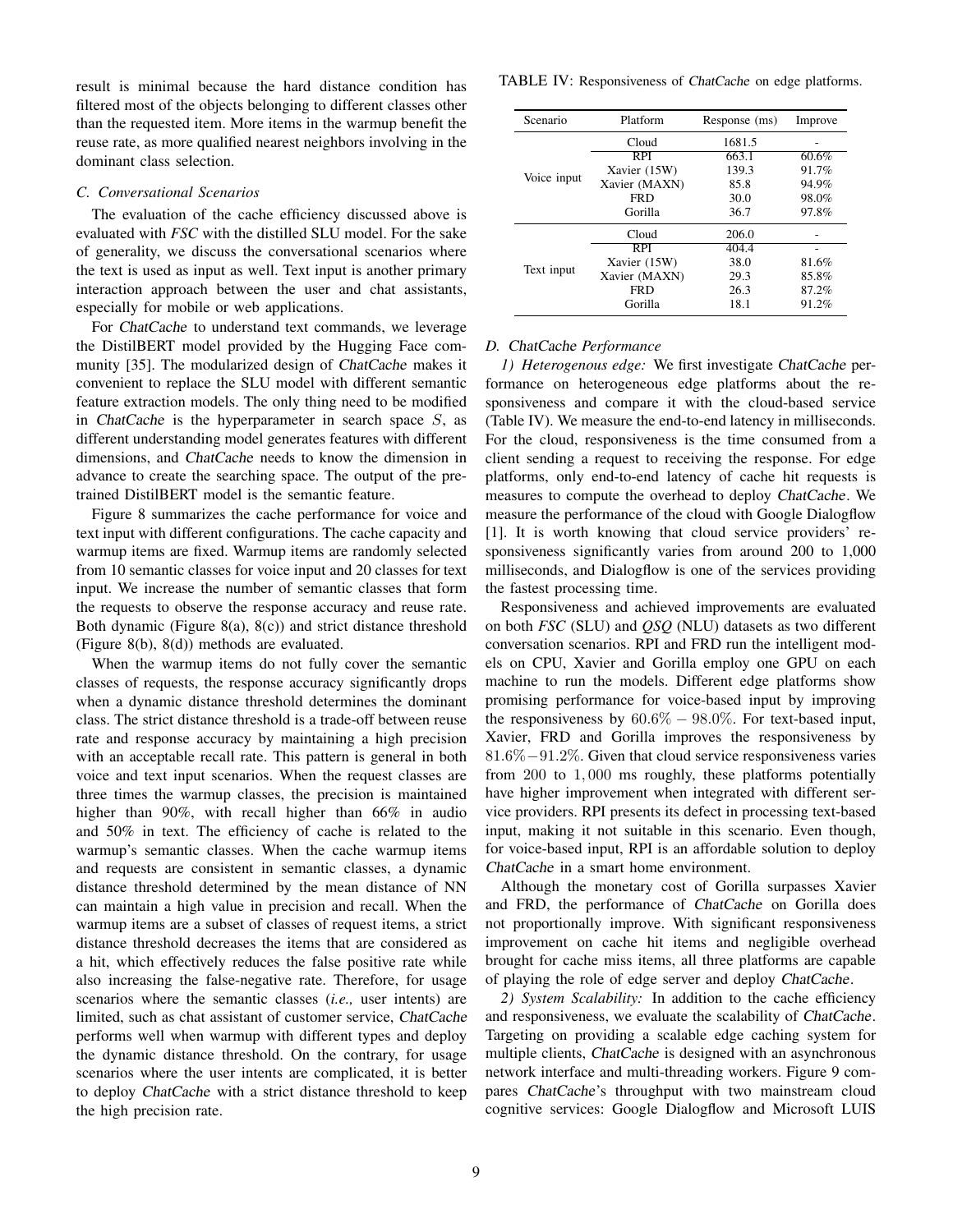result is minimal because the hard distance condition has filtered most of the objects belonging to different classes other than the requested item. More items in the warmup benefit the reuse rate, as more qualified nearest neighbors involving in the dominant class selection.

### C. Conversational Scenarios

The evaluation of the cache efficiency discussed above is evaluated with *FSC* with the distilled SLU model. For the sake of generality, we discuss the conversational scenarios where the text is used as input as well. Text input is another primary interaction approach between the user and chat assistants, especially for mobile or web applications.

For *ChatCache* to understand text commands, we leverage the DistilBERT model provided by the Hugging Face community [35]. The modularized design of *ChatCache* makes it convenient to replace the SLU model with different semantic feature extraction models. The only thing need to be modified in *ChatCache* is the hyperparameter in search space $S$, as different understanding model generates features with different dimensions, and *ChatCache* needs to know the dimension in advance to create the searching space. The output of the pre-trained DistilBERT model is the semantic feature.

Figure 8 summarizes the cache performance for voice and text input with different configurations. The cache capacity and warmup items are fixed. Warmup items are randomly selected from 10 semantic classes for voice input and 20 classes for text input. We increase the number of semantic classes that form the requests to observe the response accuracy and reuse rate. Both dynamic (Figure 8(a), 8(c)) and strict distance threshold (Figure 8(b), 8(d)) methods are evaluated.

When the warmup items do not fully cover the semantic classes of requests, the response accuracy significantly drops when a dynamic distance threshold determines the dominant class. The strict distance threshold is a trade-off between reuse rate and response accuracy by maintaining a high precision with an acceptable recall rate. This pattern is general in both voice and text input scenarios. When the request classes are three times the warmup classes, the precision is maintained higher than 90%, with recall higher than 66% in audio and 50% in text. The efficiency of cache is related to the warmup's semantic classes. When the cache warmup items and requests are consistent in semantic classes, a dynamic distance threshold determined by the mean distance of NN can maintain a high value in precision and recall. When the warmup items are a subset of classes of request items, a strict distance threshold decreases the items that are considered as a hit, which effectively reduces the false positive rate while also increasing the false-negative rate. Therefore, for usage scenarios where the semantic classes (*i.e.,* user intents) are limited, such as chat assistant of customer service, *ChatCache* performs well when warmup with different types and deploy the dynamic distance threshold. On the contrary, for usage scenarios where the user intents are complicated, it is better to deploy *ChatCache* with a strict distance threshold to keep the high precision rate.

TABLE IV: Responsiveness of *ChatCache* on edge platforms.

| Scenario | Platform | Response (ms) | Improve |
|---|---|---|---|
| Voice input | Cloud | 1681.5 | - |
| | RPI | 663.1 | 60.6% |
| | Xavier (15W) | 139.3 | 91.7% |
| | Xavier (MAXN) | 85.8 | 94.9% |
| | FRD | 30.0 | 98.0% |
| | Gorilla | 36.7 | 97.8% |
| Text input | Cloud | 206.0 | - |
| | RPI | 404.4 | - |
| | Xavier (15W) | 38.0 | 81.6% |
| | Xavier (MAXN) | 29.3 | 85.8% |
| | FRD | 26.3 | 87.2% |
| | Gorilla | 18.1 | 91.2% |

### D. *ChatCache* Performance

*1) Heterogenous edge:* We first investigate *ChatCache* performance on heterogeneous edge platforms about the responsiveness and compare it with the cloud-based service (Table IV). We measure the end-to-end latency in milliseconds. For the cloud, responsiveness is the time consumed from a client sending a request to receiving the response. For edge platforms, only end-to-end latency of cache hit requests is measures to compute the overhead to deploy *ChatCache*. We measure the performance of the cloud with Google Dialogflow [1]. It is worth knowing that cloud service providers' responsiveness significantly varies from around 200 to 1,000 milliseconds, and Dialogflow is one of the services providing the fastest processing time.

Responsiveness and achieved improvements are evaluated on both *FSC* (SLU) and *QSQ* (NLU) datasets as two different conversation scenarios. RPI and FRD run the intelligent models on CPU, Xavier and Gorilla employ one GPU on each machine to run the models. Different edge platforms show promising performance for voice-based input by improving the responsiveness by $60.6\% - 98.0\%$. For text-based input, Xavier, FRD and Gorilla improves the responsiveness by $81.6\% - 91.2\%$. Given that cloud service responsiveness varies from $200$ to $1,000$ ms roughly, these platforms potentially have higher improvement when integrated with different service providers. RPI presents its defect in processing text-based input, making it not suitable in this scenario. Even though, for voice-based input, RPI is an affordable solution to deploy *ChatCache* in a smart home environment.

Although the monetary cost of Gorilla surpasses Xavier and FRD, the performance of *ChatCache* on Gorilla does not proportionally improve. With significant responsiveness improvement on cache hit items and negligible overhead brought for cache miss items, all three platforms are capable of playing the role of edge server and deploy *ChatCache*.

*2) System Scalability:* In addition to the cache efficiency and responsiveness, we evaluate the scalability of *ChatCache*. Targeting on providing a scalable edge caching system for multiple clients, *ChatCache* is designed with an asynchronous network interface and multi-threading workers. Figure 9 compares *ChatCache*'s throughput with two mainstream cloud cognitive services: Google Dialogflow and Microsoft LUIS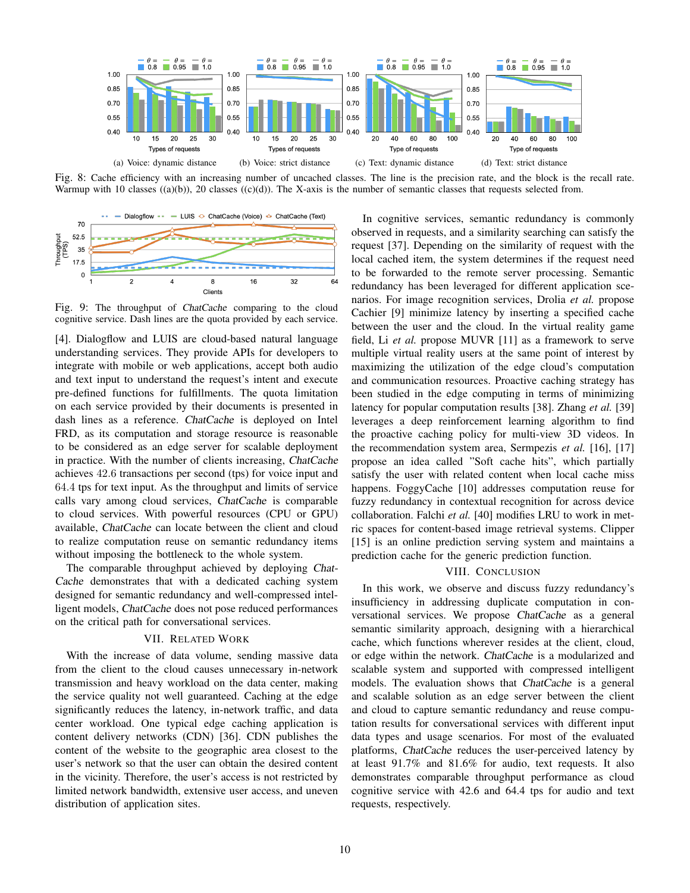Fig. 8: Cache efficiency with an increasing number of uncached classes. The line is the precision rate, and the block is the recall rate. Warmup with 10 classes ((a)(b)), 20 classes ((c)(d)). The X-axis is the number of semantic classes that requests selected from.

Fig. 9: The throughput of *ChatCache* comparing to the cloud cognitive service. Dash lines are the quota provided by each service.

[4]. Dialogflow and LUIS are cloud-based natural language understanding services. They provide APIs for developers to integrate with mobile or web applications, accept both audio and text input to understand the request's intent and execute pre-defined functions for fulfillments. The quota limitation on each service provided by their documents is presented in dash lines as a reference. *ChatCache* is deployed on Intel FRD, as its computation and storage resource is reasonable to be considered as an edge server for scalable deployment in practice. With the number of clients increasing, *ChatCache* achieves 42.6 transactions per second (tps) for voice input and 64.4 tps for text input. As the throughput and limits of service calls vary among cloud services, *ChatCache* is comparable to cloud services. With powerful resources (CPU or GPU) available, *ChatCache* can locate between the client and cloud to realize computation reuse on semantic redundancy items without imposing the bottleneck to the whole system.

The comparable throughput achieved by deploying *ChatCache* demonstrates that with a dedicated caching system designed for semantic redundancy and well-compressed intelligent models, *ChatCache* does not pose reduced performances on the critical path for conversational services.

## VII. Related Work

With the increase of data volume, sending massive data from the client to the cloud causes unnecessary in-network transmission and heavy workload on the data center, making the service quality not well guaranteed. Caching at the edge significantly reduces the latency, in-network traffic, and data center workload. One typical edge caching application is content delivery networks (CDN) [36]. CDN publishes the content of the website to the geographic area closest to the user's network so that the user can obtain the desired content in the vicinity. Therefore, the user's access is not restricted by limited network bandwidth, extensive user access, and uneven distribution of application sites.

In cognitive services, semantic redundancy is commonly observed in requests, and a similarity searching can satisfy the request [37]. Depending on the similarity of request with the local cached item, the system determines if the request need to be forwarded to the remote server processing. Semantic redundancy has been leveraged for different application scenarios. For image recognition services, Drolia *et al.* propose Cachier [9] minimize latency by inserting a specified cache between the user and the cloud. In the virtual reality game field, Li *et al.* propose MUVR [11] as a framework to serve multiple virtual reality users at the same point of interest by maximizing the utilization of the edge cloud's computation and communication resources. Proactive caching strategy has been studied in the edge computing in terms of minimizing latency for popular computation results [38]. Zhang *et al.* [39] leverages a deep reinforcement learning algorithm to find the proactive caching policy for multi-view 3D videos. In the recommendation system area, Sermpezis *et al.* [16], [17] propose an idea called "Soft cache hits", which partially satisfy the user with related content when local cache miss happens. FoggyCache [10] addresses computation reuse for fuzzy redundancy in contextual recognition for across device collaboration. Falchi *et al.* [40] modifies LRU to work in metric spaces for content-based image retrieval systems. Clipper [15] is an online prediction serving system and maintains a prediction cache for the generic prediction function.

## VIII. Conclusion

In this work, we observe and discuss fuzzy redundancy's insufficiency in addressing duplicate computation in conversational services. We propose *ChatCache* as a general semantic similarity approach, designing with a hierarchical cache, which functions wherever resides at the client, cloud, or edge within the network. *ChatCache* is a modularized and scalable system and supported with compressed intelligent models. The evaluation shows that *ChatCache* is a general and scalable solution as an edge server between the client and cloud to capture semantic redundancy and reuse computation results for conversational services with different input data types and usage scenarios. For most of the evaluated platforms, *ChatCache* reduces the user-perceived latency by at least 91.7% and 81.6% for audio, text requests. It also demonstrates comparable throughput performance as cloud cognitive service with 42.6 and 64.4 tps for audio and text requests, respectively.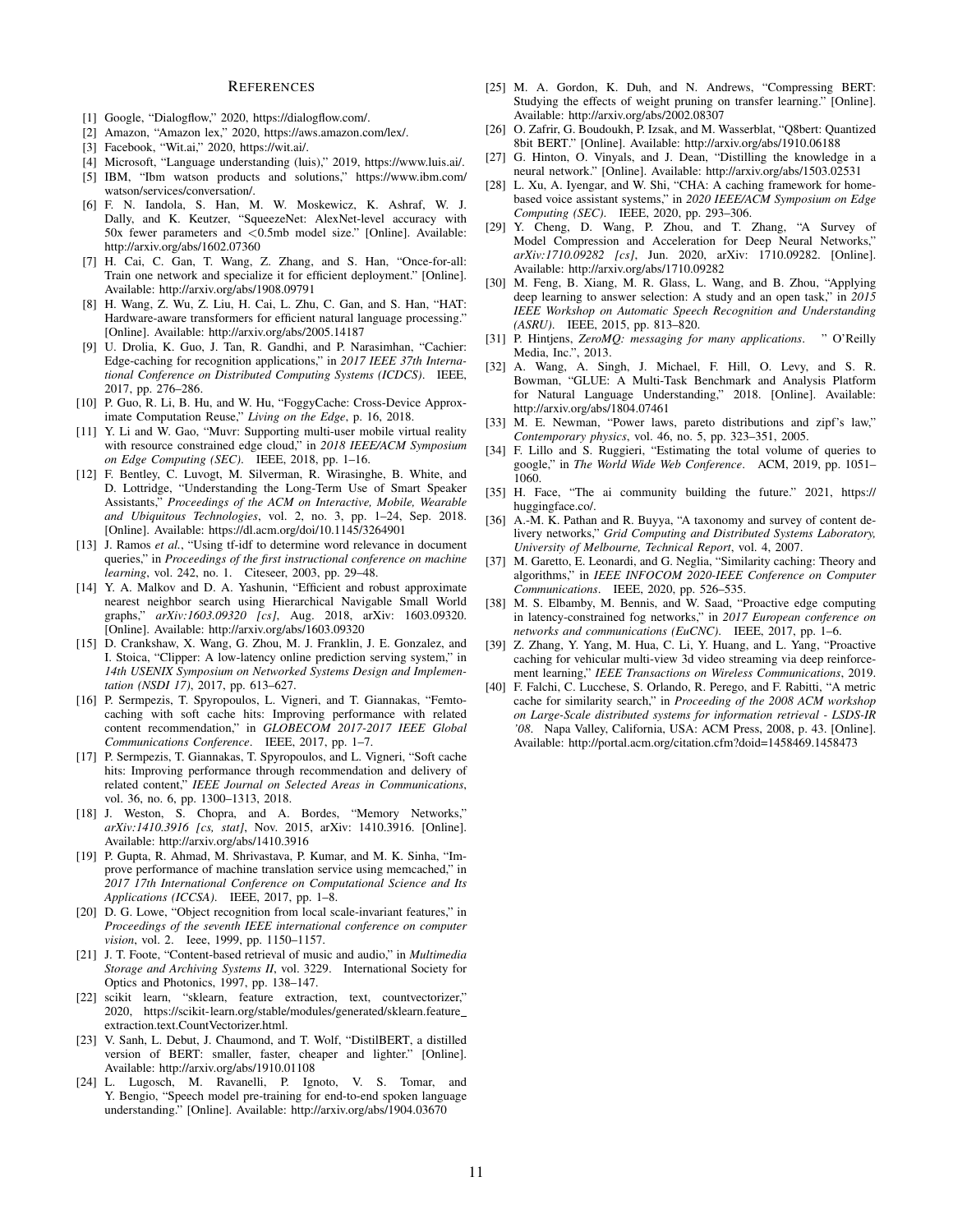# References

[1] Google, "Dialogflow," 2020, https://dialogflow.com/.

[2] Amazon, "Amazon lex," 2020, https://aws.amazon.com/lex/.

[3] Facebook, "Wit.ai," 2020, https://wit.ai/.

[4] Microsoft, "Language understanding (luis)," 2019, https://www.luis.ai/.

[5] IBM, "Ibm watson products and solutions," https://www.ibm.com/watson/services/conversation/.

[6] F. N. Iandola, S. Han, M. W. Moskewicz, K. Ashraf, W. J. Dally, and K. Keutzer, "SqueezeNet: AlexNet-level accuracy with 50x fewer parameters and <0.5mb model size." [Online]. Available: http://arxiv.org/abs/1602.07360

[7] H. Cai, C. Gan, T. Wang, Z. Zhang, and S. Han, "Once-for-all: Train one network and specialize it for efficient deployment." [Online]. Available: http://arxiv.org/abs/1908.09791

[8] H. Wang, Z. Wu, Z. Liu, H. Cai, L. Zhu, C. Gan, and S. Han, "HAT: Hardware-aware transformers for efficient natural language processing." [Online]. Available: http://arxiv.org/abs/2005.14187

[9] U. Drolia, K. Guo, J. Tan, R. Gandhi, and P. Narasimhan, "Cachier: Edge-caching for recognition applications," in *2017 IEEE 37th International Conference on Distributed Computing Systems (ICDCS)*. IEEE, 2017, pp. 276–286.

[10] P. Guo, R. Li, B. Hu, and W. Hu, "FoggyCache: Cross-Device Approximate Computation Reuse," *Living on the Edge*, p. 16, 2018.

[11] Y. Li and W. Gao, "Muvr: Supporting multi-user mobile virtual reality with resource constrained edge cloud," in *2018 IEEE/ACM Symposium on Edge Computing (SEC)*. IEEE, 2018, pp. 1–16.

[12] F. Bentley, C. Luvogt, M. Silverman, R. Wirasinghe, B. White, and D. Lottridge, "Understanding the Long-Term Use of Smart Speaker Assistants," *Proceedings of the ACM on Interactive, Mobile, Wearable and Ubiquitous Technologies*, vol. 2, no. 3, pp. 1–24, Sep. 2018. [Online]. Available: https://dl.acm.org/doi/10.1145/3264901

[13] J. Ramos *et al.*, "Using tf-idf to determine word relevance in document queries," in *Proceedings of the first instructional conference on machine learning*, vol. 242, no. 1. Citeseer, 2003, pp. 29–48.

[14] Y. A. Malkov and D. A. Yashunin, "Efficient and robust approximate nearest neighbor search using Hierarchical Navigable Small World graphs," *arXiv:1603.09320 [cs]*, Aug. 2018, arXiv: 1603.09320. [Online]. Available: http://arxiv.org/abs/1603.09320

[15] D. Crankshaw, X. Wang, G. Zhou, M. J. Franklin, J. E. Gonzalez, and I. Stoica, "Clipper: A low-latency online prediction serving system," in *14th USENIX Symposium on Networked Systems Design and Implementation (NSDI 17)*, 2017, pp. 613–627.

[16] P. Sermpezis, T. Spyropoulos, L. Vigneri, and T. Giannakas, "Femto-caching with soft cache hits: Improving performance with related content recommendation," in *GLOBECOM 2017-2017 IEEE Global Communications Conference*. IEEE, 2017, pp. 1–7.

[17] P. Sermpezis, T. Giannakas, T. Spyropoulos, and L. Vigneri, "Soft cache hits: Improving performance through recommendation and delivery of related content," *IEEE Journal on Selected Areas in Communications*, vol. 36, no. 6, pp. 1300–1313, 2018.

[18] J. Weston, S. Chopra, and A. Bordes, "Memory Networks," *arXiv:1410.3916 [cs, stat]*, Nov. 2015, arXiv: 1410.3916. [Online]. Available: http://arxiv.org/abs/1410.3916

[19] P. Gupta, R. Ahmad, M. Shrivastava, P. Kumar, and M. K. Sinha, "Improve performance of machine translation service using memcached," in *2017 17th International Conference on Computational Science and Its Applications (ICCSA)*. IEEE, 2017, pp. 1–8.

[20] D. G. Lowe, "Object recognition from local scale-invariant features," in *Proceedings of the seventh IEEE international conference on computer vision*, vol. 2. Ieee, 1999, pp. 1150–1157.

[21] J. T. Foote, "Content-based retrieval of music and audio," in *Multimedia Storage and Archiving Systems II*, vol. 3229. International Society for Optics and Photonics, 1997, pp. 138–147.

[22] scikit learn, "sklearn, feature extraction, text, countvectorizer," 2020, https://scikit-learn.org/stable/modules/generated/sklearn.feature_extraction.text.CountVectorizer.html.

[23] V. Sanh, L. Debut, J. Chaumond, and T. Wolf, "DistilBERT, a distilled version of BERT: smaller, faster, cheaper and lighter." [Online]. Available: http://arxiv.org/abs/1910.01108

[24] L. Lugosch, M. Ravanelli, P. Ignoto, V. S. Tomar, and Y. Bengio, "Speech model pre-training for end-to-end spoken language understanding." [Online]. Available: http://arxiv.org/abs/1904.03670

[25] M. A. Gordon, K. Duh, and N. Andrews, "Compressing BERT: Studying the effects of weight pruning on transfer learning." [Online]. Available: http://arxiv.org/abs/2002.08307

[26] O. Zafrir, G. Boudoukh, P. Izsak, and M. Wasserblat, "Q8bert: Quantized 8bit BERT." [Online]. Available: http://arxiv.org/abs/1910.06188

[27] G. Hinton, O. Vinyals, and J. Dean, "Distilling the knowledge in a neural network." [Online]. Available: http://arxiv.org/abs/1503.02531

[28] L. Xu, A. Iyengar, and W. Shi, "CHA: A caching framework for home-based voice assistant systems," in *2020 IEEE/ACM Symposium on Edge Computing (SEC)*. IEEE, 2020, pp. 293–306.

[29] Y. Cheng, D. Wang, P. Zhou, and T. Zhang, "A Survey of Model Compression and Acceleration for Deep Neural Networks," *arXiv:1710.09282 [cs]*, Jun. 2020, arXiv: 1710.09282. [Online]. Available: http://arxiv.org/abs/1710.09282

[30] M. Feng, B. Xiang, M. R. Glass, L. Wang, and B. Zhou, "Applying deep learning to answer selection: A study and an open task," in *2015 IEEE Workshop on Automatic Speech Recognition and Understanding (ASRU)*. IEEE, 2015, pp. 813–820.

[31] P. Hintjens, *ZeroMQ: messaging for many applications*. " O'Reilly Media, Inc.", 2013.

[32] A. Wang, A. Singh, J. Michael, F. Hill, O. Levy, and S. R. Bowman, "GLUE: A Multi-Task Benchmark and Analysis Platform for Natural Language Understanding," 2018. [Online]. Available: http://arxiv.org/abs/1804.07461

[33] M. E. Newman, "Power laws, pareto distributions and zipf's law," *Contemporary physics*, vol. 46, no. 5, pp. 323–351, 2005.

[34] F. Lillo and S. Ruggieri, "Estimating the total volume of queries to google," in *The World Wide Web Conference*. ACM, 2019, pp. 1051–1060.

[35] H. Face, "The ai community building the future." 2021, https://huggingface.co/.

[36] A.-M. K. Pathan and R. Buyya, "A taxonomy and survey of content delivery networks," *Grid Computing and Distributed Systems Laboratory, University of Melbourne, Technical Report*, vol. 4, 2007.

[37] M. Garetto, E. Leonardi, and G. Neglia, "Similarity caching: Theory and algorithms," in *IEEE INFOCOM 2020-IEEE Conference on Computer Communications*. IEEE, 2020, pp. 526–535.

[38] M. S. Elbamby, M. Bennis, and W. Saad, "Proactive edge computing in latency-constrained fog networks," in *2017 European conference on networks and communications (EuCNC)*. IEEE, 2017, pp. 1–6.

[39] Z. Zhang, Y. Yang, M. Hua, C. Li, Y. Huang, and L. Yang, "Proactive caching for vehicular multi-view 3d video streaming via deep reinforcement learning," *IEEE Transactions on Wireless Communications*, 2019.

[40] F. Falchi, C. Lucchese, S. Orlando, R. Perego, and F. Rabitti, "A metric cache for similarity search," in *Proceeding of the 2008 ACM workshop on Large-Scale distributed systems for information retrieval - LSDS-IR '08*. Napa Valley, California, USA: ACM Press, 2008, p. 43. [Online]. Available: http://portal.acm.org/citation.cfm?doid=1458469.1458473